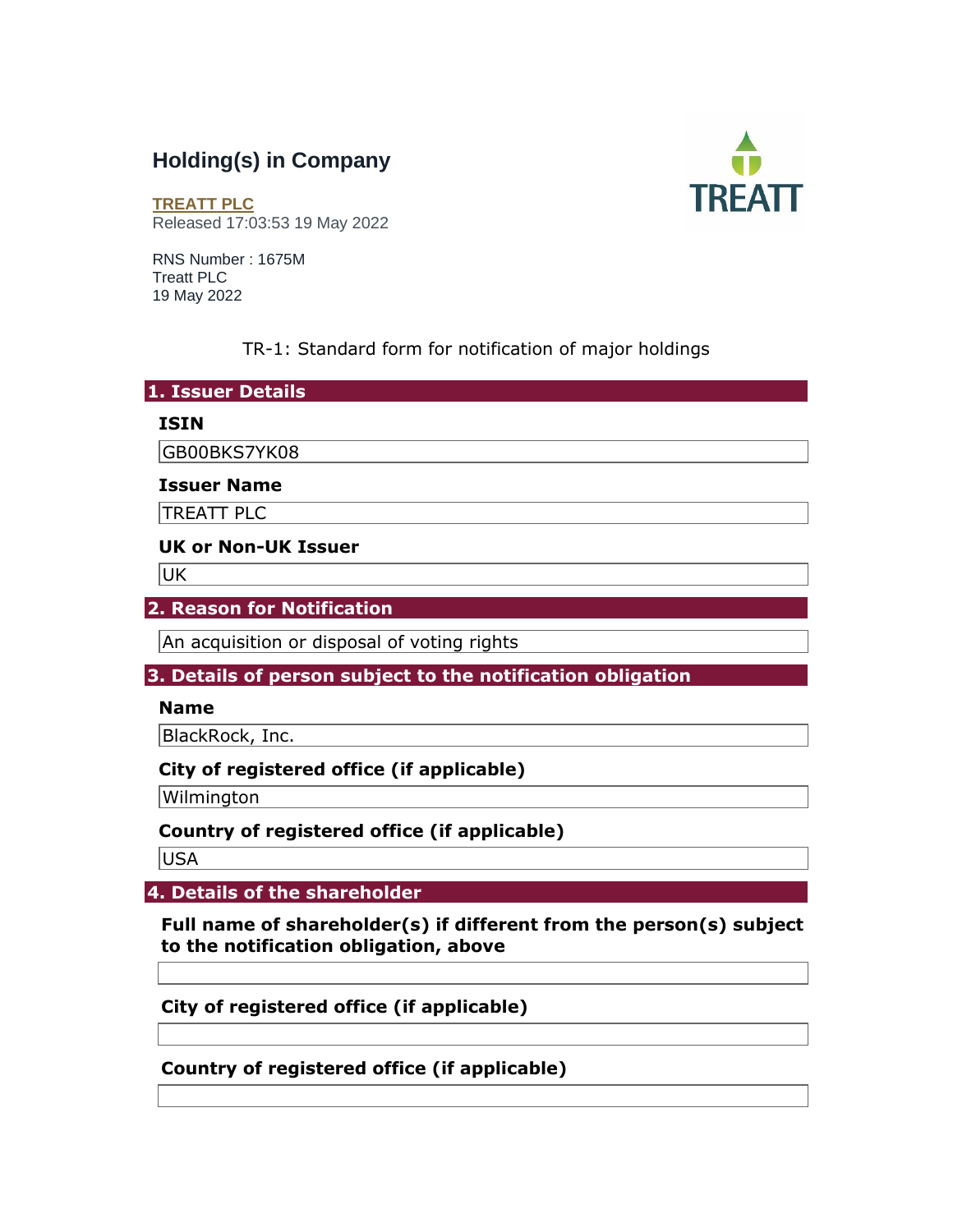# Holding(s) in Company

**TREATT PLC**
Released 17:03:53 19 May 2022

RNS Number : 1675M
Treatt PLC
19 May 2022

TR-1: Standard form for notification of major holdings

## 1. Issuer Details

**ISIN**

GB00BKS7YK08

**Issuer Name**

TREATT PLC

**UK or Non-UK Issuer**

UK

## 2. Reason for Notification

An acquisition or disposal of voting rights

## 3. Details of person subject to the notification obligation

**Name**

BlackRock, Inc.

**City of registered office (if applicable)**

Wilmington

**Country of registered office (if applicable)**

USA

## 4. Details of the shareholder

**Full name of shareholder(s) if different from the person(s) subject to the notification obligation, above**

**City of registered office (if applicable)**

**Country of registered office (if applicable)**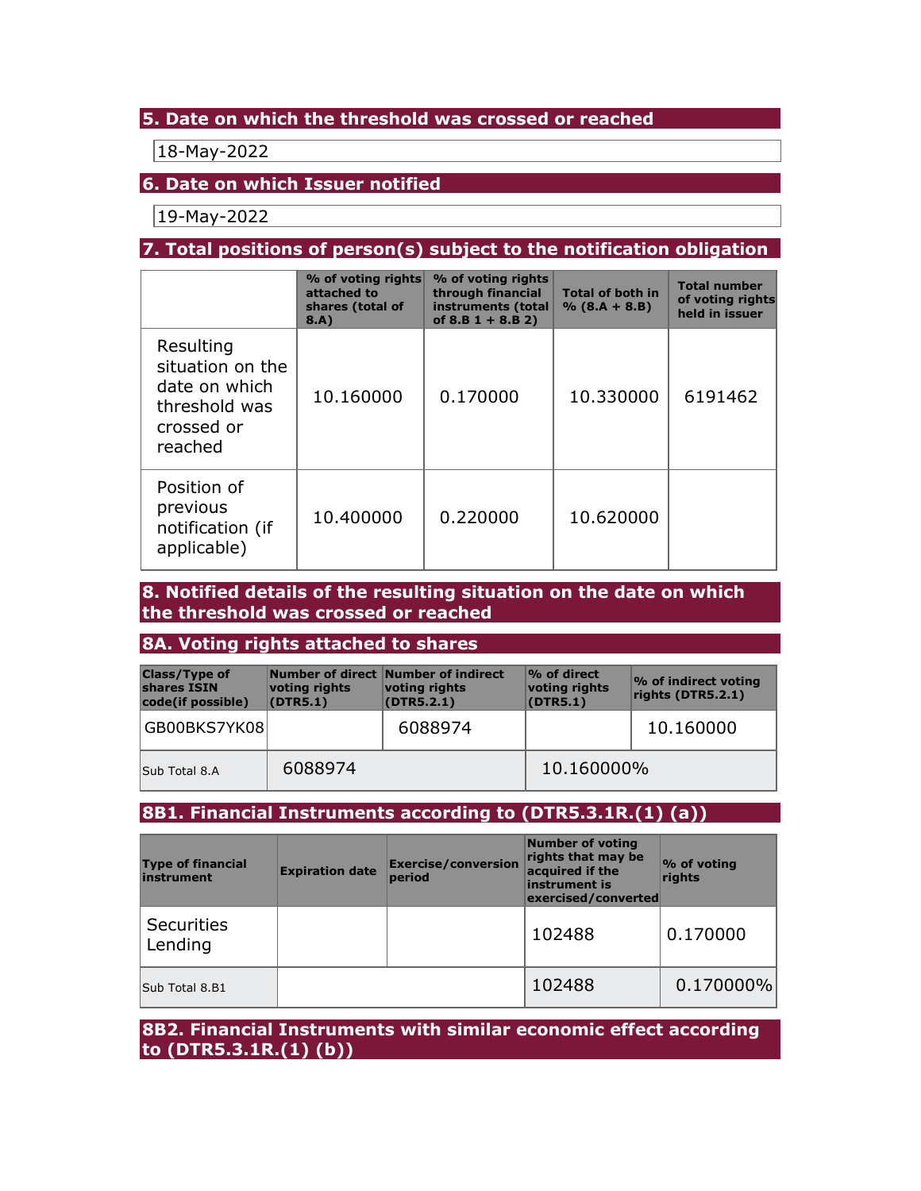## 5. Date on which the threshold was crossed or reached

18-May-2022

## 6. Date on which Issuer notified

19-May-2022

## 7. Total positions of person(s) subject to the notification obligation

| | % of voting rights attached to shares (total of 8.A) | % of voting rights through financial instruments (total of 8.B 1 + 8.B 2) | Total of both in % (8.A + 8.B) | Total number of voting rights held in issuer |
|---|---|---|---|---|
| Resulting situation on the date on which threshold was crossed or reached | 10.160000 | 0.170000 | 10.330000 | 6191462 |
| Position of previous notification (if applicable) | 10.400000 | 0.220000 | 10.620000 | |

## 8. Notified details of the resulting situation on the date on which the threshold was crossed or reached

### 8A. Voting rights attached to shares

| Class/Type of shares ISIN code(if possible) | Number of direct voting rights (DTR5.1) | Number of indirect voting rights (DTR5.2.1) | % of direct voting rights (DTR5.1) | % of indirect voting rights (DTR5.2.1) |
|---|---|---|---|---|
| GB00BKS7YK08 | | 6088974 | | 10.160000 |
| Sub Total 8.A | 6088974 | | 10.160000% | |

### 8B1. Financial Instruments according to (DTR5.3.1R.(1) (a))

| Type of financial instrument | Expiration date | Exercise/conversion period | Number of voting rights that may be acquired if the instrument is exercised/converted | % of voting rights |
|---|---|---|---|---|
| Securities Lending | | | 102488 | 0.170000 |
| Sub Total 8.B1 | | | 102488 | 0.170000% |

### 8B2. Financial Instruments with similar economic effect according to (DTR5.3.1R.(1) (b))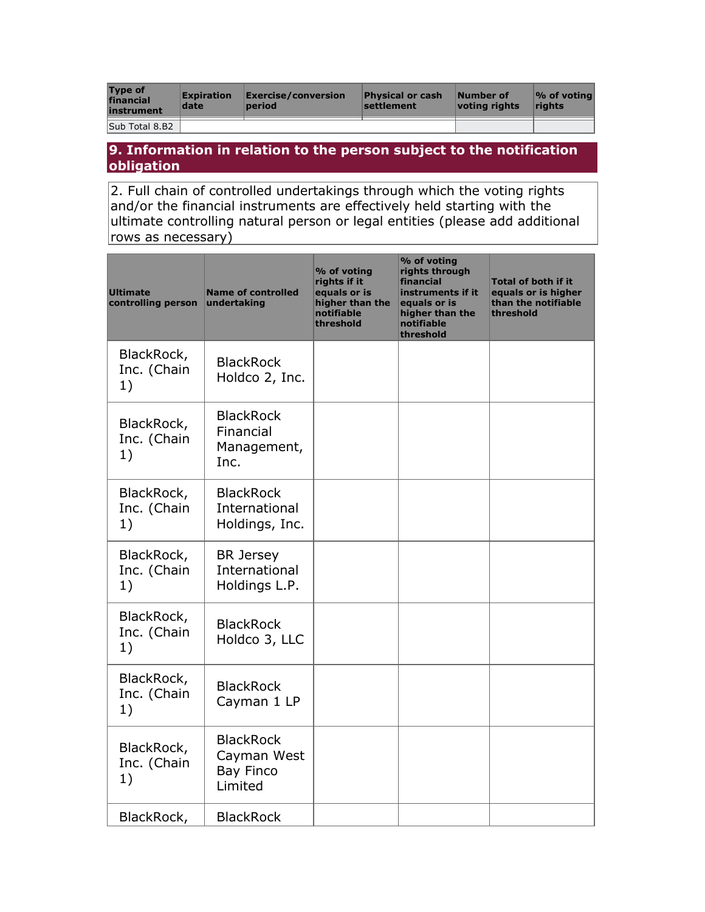| Type of financial instrument | Expiration date | Exercise/conversion period | Physical or cash settlement | Number of voting rights | % of voting rights |
|---|---|---|---|---|---|
| Sub Total 8.B2 | | | | | |

## 9. Information in relation to the person subject to the notification obligation

2. Full chain of controlled undertakings through which the voting rights and/or the financial instruments are effectively held starting with the ultimate controlling natural person or legal entities (please add additional rows as necessary)

| Ultimate controlling person | Name of controlled undertaking | % of voting rights if it equals or is higher than the notifiable threshold | % of voting rights through financial instruments if it equals or is higher than the notifiable threshold | Total of both if it equals or is higher than the notifiable threshold |
|---|---|---|---|---|
| BlackRock, Inc. (Chain 1) | BlackRock Holdco 2, Inc. | | | |
| BlackRock, Inc. (Chain 1) | BlackRock Financial Management, Inc. | | | |
| BlackRock, Inc. (Chain 1) | BlackRock International Holdings, Inc. | | | |
| BlackRock, Inc. (Chain 1) | BR Jersey International Holdings L.P. | | | |
| BlackRock, Inc. (Chain 1) | BlackRock Holdco 3, LLC | | | |
| BlackRock, Inc. (Chain 1) | BlackRock Cayman 1 LP | | | |
| BlackRock, Inc. (Chain 1) | BlackRock Cayman West Bay Finco Limited | | | |
| BlackRock, | BlackRock | | | |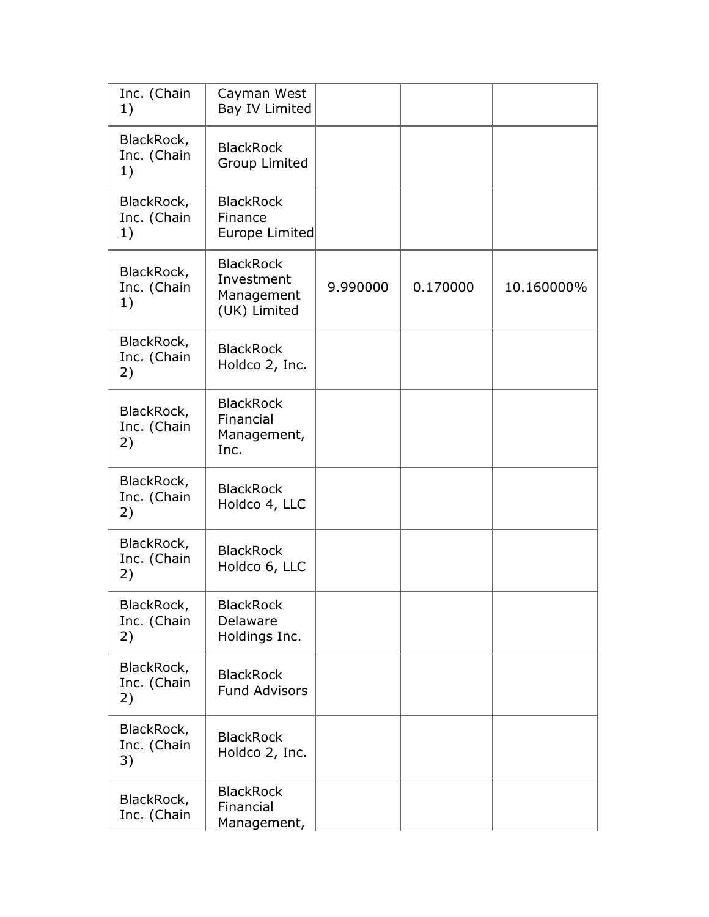| | | | | |
|---|---|---|---|---|
| Inc. (Chain 1) | Cayman West Bay IV Limited | | | |
| BlackRock, Inc. (Chain 1) | BlackRock Group Limited | | | |
| BlackRock, Inc. (Chain 1) | BlackRock Finance Europe Limited | | | |
| BlackRock, Inc. (Chain 1) | BlackRock Investment Management (UK) Limited | 9.990000 | 0.170000 | 10.160000% |
| BlackRock, Inc. (Chain 2) | BlackRock Holdco 2, Inc. | | | |
| BlackRock, Inc. (Chain 2) | BlackRock Financial Management, Inc. | | | |
| BlackRock, Inc. (Chain 2) | BlackRock Holdco 4, LLC | | | |
| BlackRock, Inc. (Chain 2) | BlackRock Holdco 6, LLC | | | |
| BlackRock, Inc. (Chain 2) | BlackRock Delaware Holdings Inc. | | | |
| BlackRock, Inc. (Chain 2) | BlackRock Fund Advisors | | | |
| BlackRock, Inc. (Chain 3) | BlackRock Holdco 2, Inc. | | | |
| BlackRock, Inc. (Chain | BlackRock Financial Management, | | | |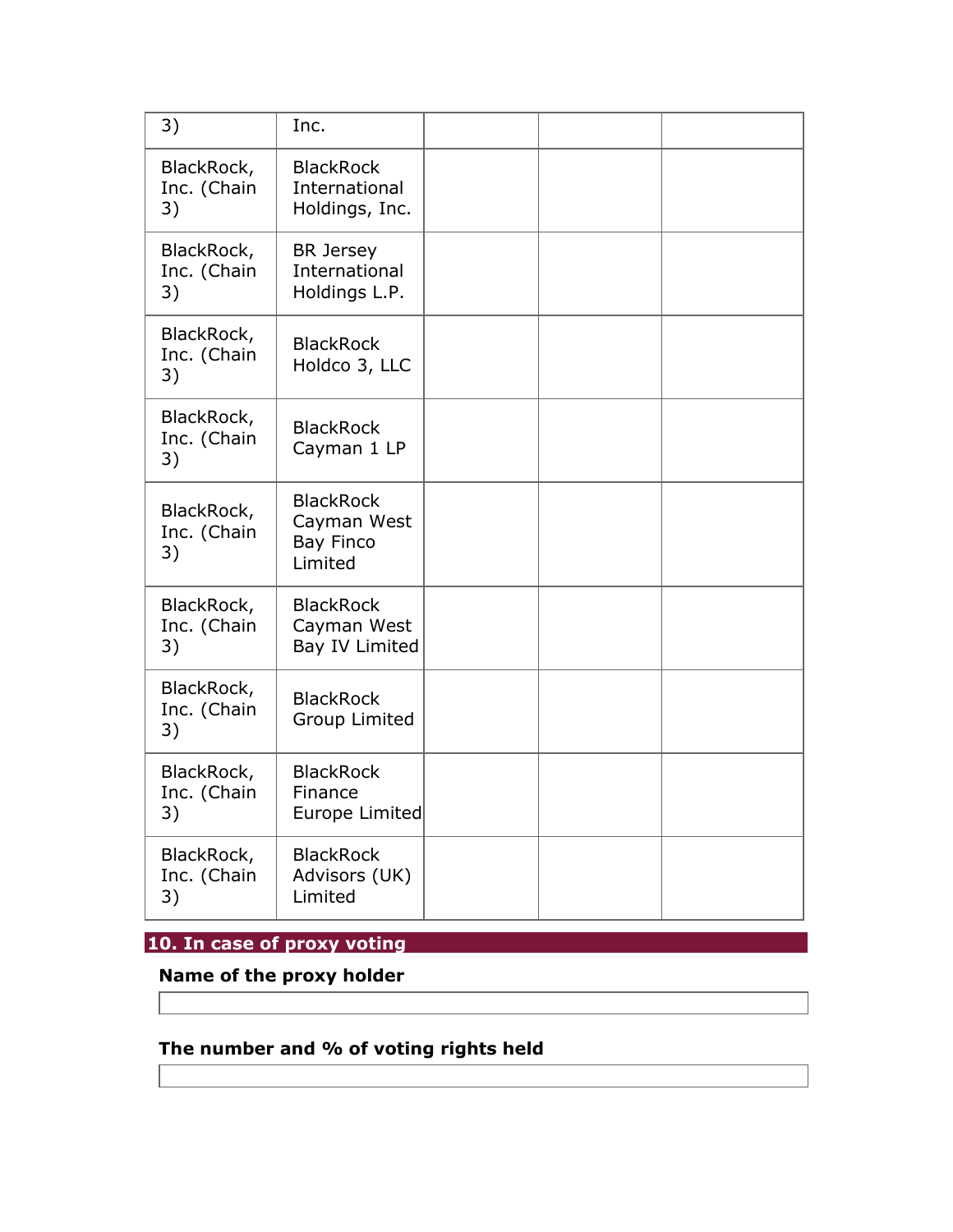| | | | | |
|---|---|---|---|---|
| 3) | Inc. | | | |
| BlackRock, Inc. (Chain 3) | BlackRock International Holdings, Inc. | | | |
| BlackRock, Inc. (Chain 3) | BR Jersey International Holdings L.P. | | | |
| BlackRock, Inc. (Chain 3) | BlackRock Holdco 3, LLC | | | |
| BlackRock, Inc. (Chain 3) | BlackRock Cayman 1 LP | | | |
| BlackRock, Inc. (Chain 3) | BlackRock Cayman West Bay Finco Limited | | | |
| BlackRock, Inc. (Chain 3) | BlackRock Cayman West Bay IV Limited | | | |
| BlackRock, Inc. (Chain 3) | BlackRock Group Limited | | | |
| BlackRock, Inc. (Chain 3) | BlackRock Finance Europe Limited | | | |
| BlackRock, Inc. (Chain 3) | BlackRock Advisors (UK) Limited | | | |

## 10. In case of proxy voting

**Name of the proxy holder**

**The number and % of voting rights held**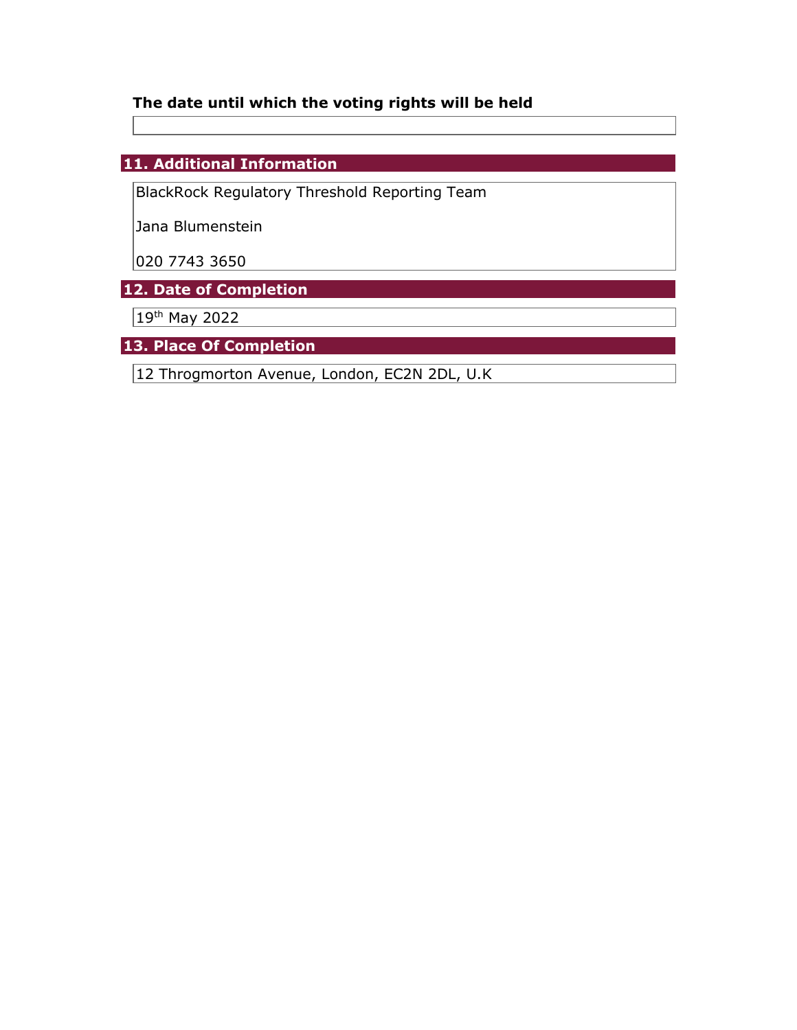**The date until which the voting rights will be held**

## 11. Additional Information

BlackRock Regulatory Threshold Reporting Team

Jana Blumenstein

020 7743 3650

## 12. Date of Completion

19th May 2022

## 13. Place Of Completion

12 Throgmorton Avenue, London, EC2N 2DL, U.K